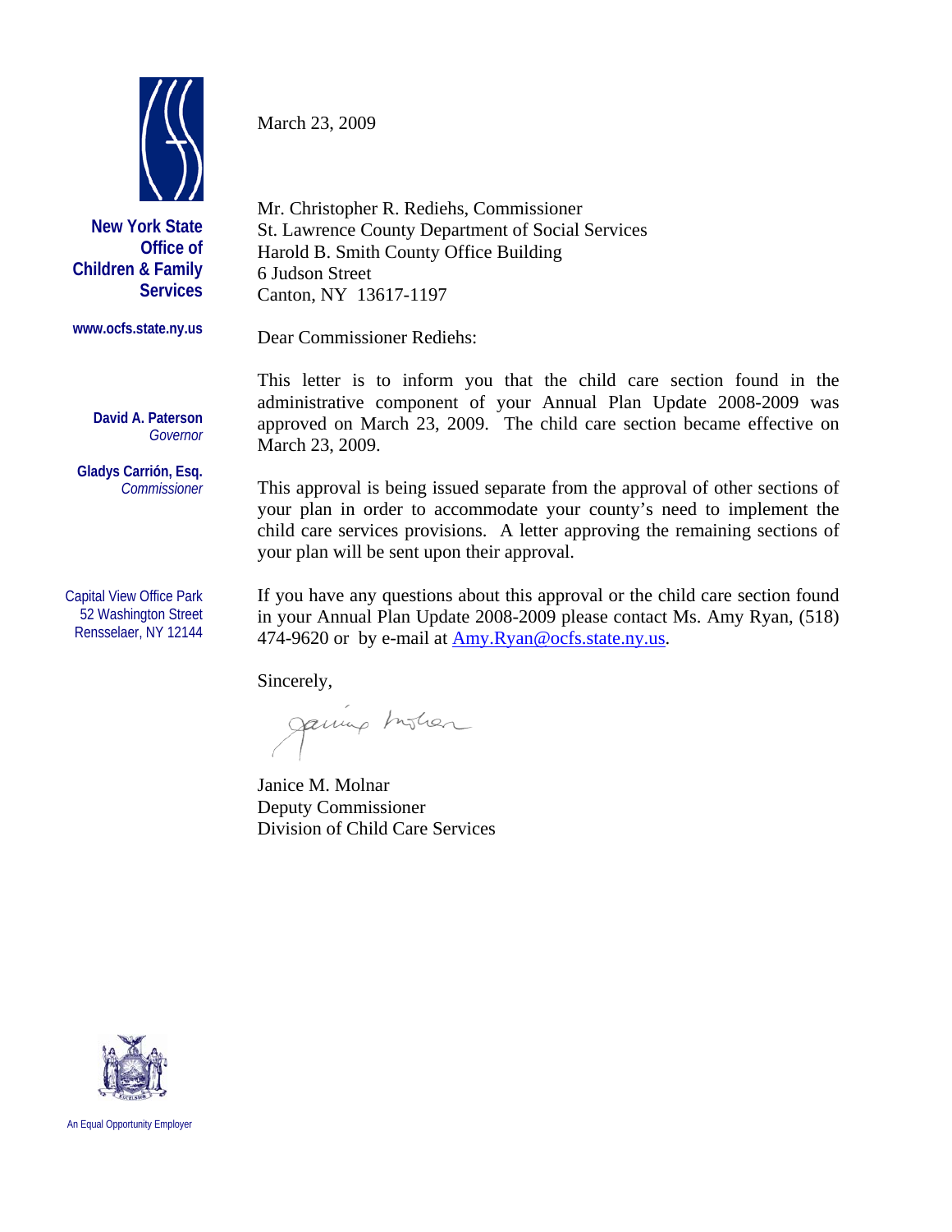**New York State Office of Children & Family Services**

www.ocfs.state.ny.us

**David A. Paterson**
*Governor*

**Gladys Carrión, Esq.**
*Commissioner*

Capital View Office Park
52 Washington Street
Rensselaer, NY 12144

March 23, 2009

Mr. Christopher R. Rediehs, Commissioner
St. Lawrence County Department of Social Services
Harold B. Smith County Office Building
6 Judson Street
Canton, NY 13617-1197

Dear Commissioner Rediehs:

This letter is to inform you that the child care section found in the administrative component of your Annual Plan Update 2008-2009 was approved on March 23, 2009. The child care section became effective on March 23, 2009.

This approval is being issued separate from the approval of other sections of your plan in order to accommodate your county's need to implement the child care services provisions. A letter approving the remaining sections of your plan will be sent upon their approval.

If you have any questions about this approval or the child care section found in your Annual Plan Update 2008-2009 please contact Ms. Amy Ryan, (518) 474-9620 or by e-mail at Amy.Ryan@ocfs.state.ny.us.

Sincerely,

Janice M. Molnar
Deputy Commissioner
Division of Child Care Services

An Equal Opportunity Employer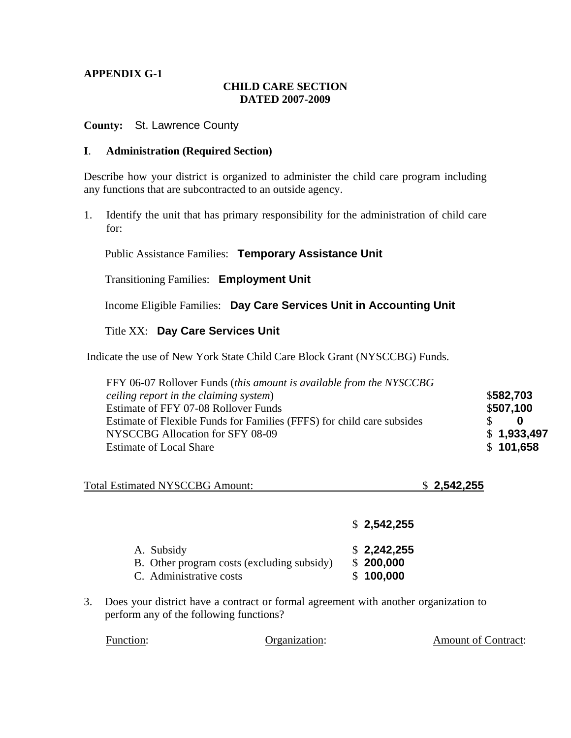**APPENDIX G-1**

**CHILD CARE SECTION**
**DATED 2007-2009**

**County:** St. Lawrence County

## I. Administration (Required Section)

Describe how your district is organized to administer the child care program including any functions that are subcontracted to an outside agency.

1. Identify the unit that has primary responsibility for the administration of child care for:

   Public Assistance Families: **Temporary Assistance Unit**

   Transitioning Families: **Employment Unit**

   Income Eligible Families: **Day Care Services Unit in Accounting Unit**

   Title XX: **Day Care Services Unit**

Indicate the use of New York State Child Care Block Grant (NYSCCBG) Funds.

| | |
|---|---|
| FFY 06-07 Rollover Funds (*this amount is available from the NYSCCBG ceiling report in the claiming system*) | $**582,703** |
| Estimate of FFY 07-08 Rollover Funds | $**507,100** |
| Estimate of Flexible Funds for Families (FFFS) for child care subsides | $ **0** |
| NYSCCBG Allocation for SFY 08-09 | $ **1,933,497** |
| Estimate of Local Share | $ **101,658** |

Total Estimated NYSCCBG Amount: $ **2,542,255**

$ **2,542,255**

| | |
|---|---|
| A. Subsidy | $ **2,242,255** |
| B. Other program costs (excluding subsidy) | $ **200,000** |
| C. Administrative costs | $ **100,000** |

3. Does your district have a contract or formal agreement with another organization to perform any of the following functions?

| Function: | Organization: | Amount of Contract: |
|---|---|---|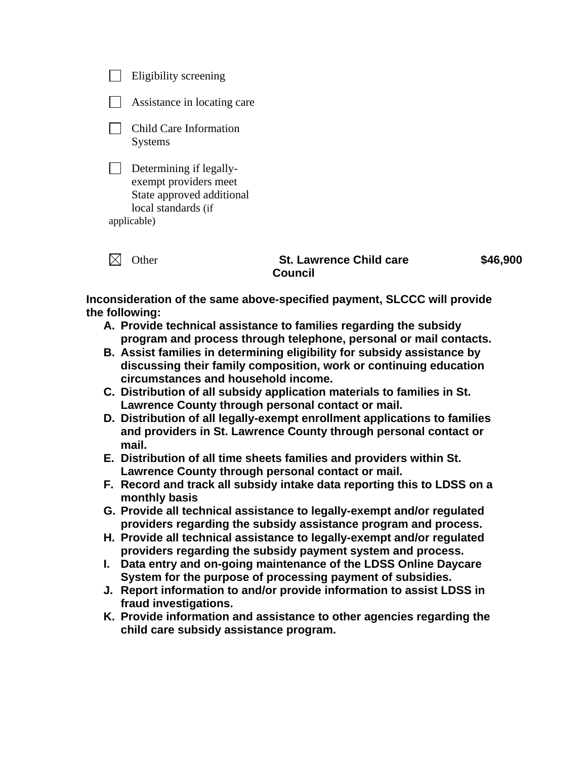- [ ] Eligibility screening

- [ ] Assistance in locating care

- [ ] Child Care Information Systems

- [ ] Determining if legally-exempt providers meet State approved additional local standards (if applicable)

- [x] Other **St. Lawrence Child care Council** **$46,900**

**Inconsideration of the same above-specified payment, SLCCC will provide the following:**

- **A. Provide technical assistance to families regarding the subsidy program and process through telephone, personal or mail contacts.**
- **B. Assist families in determining eligibility for subsidy assistance by discussing their family composition, work or continuing education circumstances and household income.**
- **C. Distribution of all subsidy application materials to families in St. Lawrence County through personal contact or mail.**
- **D. Distribution of all legally-exempt enrollment applications to families and providers in St. Lawrence County through personal contact or mail.**
- **E. Distribution of all time sheets families and providers within St. Lawrence County through personal contact or mail.**
- **F. Record and track all subsidy intake data reporting this to LDSS on a monthly basis**
- **G. Provide all technical assistance to legally-exempt and/or regulated providers regarding the subsidy assistance program and process.**
- **H. Provide all technical assistance to legally-exempt and/or regulated providers regarding the subsidy payment system and process.**
- **I. Data entry and on-going maintenance of the LDSS Online Daycare System for the purpose of processing payment of subsidies.**
- **J. Report information to and/or provide information to assist LDSS in fraud investigations.**
- **K. Provide information and assistance to other agencies regarding the child care subsidy assistance program.**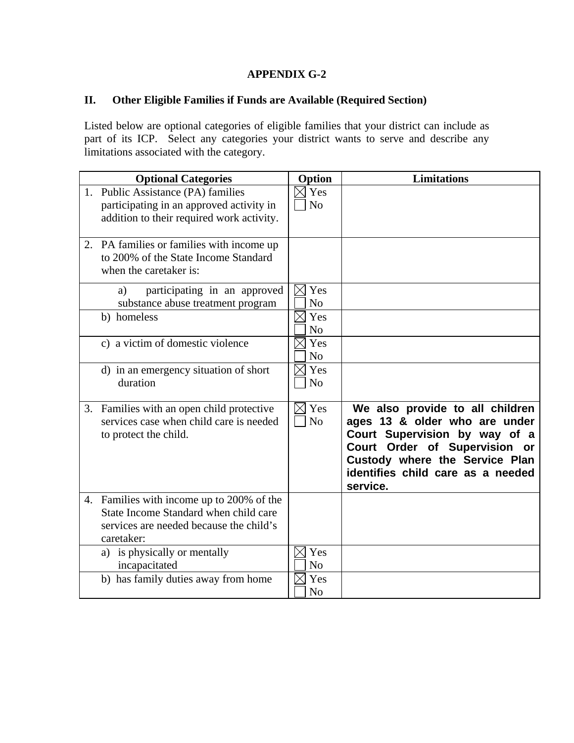# APPENDIX G-2

## II. Other Eligible Families if Funds are Available (Required Section)

Listed below are optional categories of eligible families that your district can include as part of its ICP. Select any categories your district wants to serve and describe any limitations associated with the category.

| Optional Categories | Option | Limitations |
|---|---|---|
| 1. Public Assistance (PA) families participating in an approved activity in addition to their required work activity. | ☒ Yes ☐ No | |
| 2. PA families or families with income up to 200% of the State Income Standard when the caretaker is: | | |
| a) participating in an approved substance abuse treatment program | ☒ Yes ☐ No | |
| b) homeless | ☒ Yes ☐ No | |
| c) a victim of domestic violence | ☒ Yes ☐ No | |
| d) in an emergency situation of short duration | ☒ Yes ☐ No | |
| 3. Families with an open child protective services case when child care is needed to protect the child. | ☒ Yes ☐ No | **We also provide to all children ages 13 & older who are under Court Supervision by way of a Court Order of Supervision or Custody where the Service Plan identifies child care as a needed service.** |
| 4. Families with income up to 200% of the State Income Standard when child care services are needed because the child's caretaker: | | |
| a) is physically or mentally incapacitated | ☒ Yes ☐ No | |
| b) has family duties away from home | ☒ Yes ☐ No | |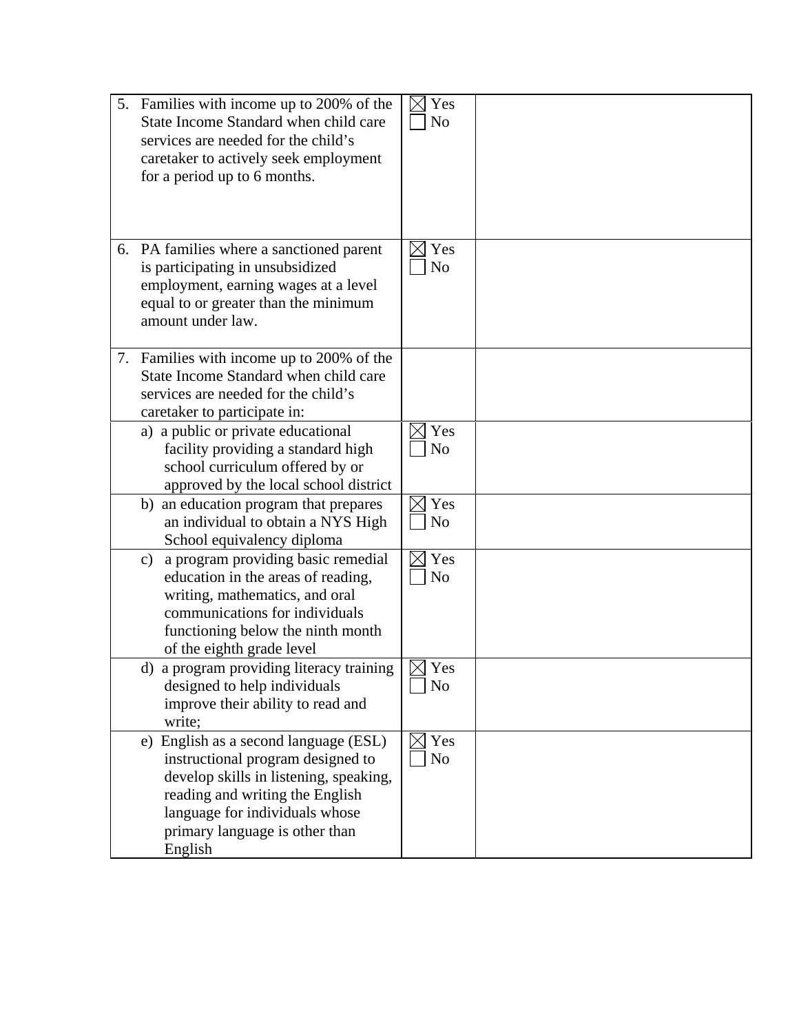| | | |
|---|---|---|
| 5. Families with income up to 200% of the State Income Standard when child care services are needed for the child's caretaker to actively seek employment for a period up to 6 months. | ☒ Yes<br>☐ No | |
| 6. PA families where a sanctioned parent is participating in unsubsidized employment, earning wages at a level equal to or greater than the minimum amount under law. | ☒ Yes<br>☐ No | |
| 7. Families with income up to 200% of the State Income Standard when child care services are needed for the child's caretaker to participate in: | | |
| a) a public or private educational facility providing a standard high school curriculum offered by or approved by the local school district | ☒ Yes<br>☐ No | |
| b) an education program that prepares an individual to obtain a NYS High School equivalency diploma | ☒ Yes<br>☐ No | |
| c) a program providing basic remedial education in the areas of reading, writing, mathematics, and oral communications for individuals functioning below the ninth month of the eighth grade level | ☒ Yes<br>☐ No | |
| d) a program providing literacy training designed to help individuals improve their ability to read and write; | ☒ Yes<br>☐ No | |
| e) English as a second language (ESL) instructional program designed to develop skills in listening, speaking, reading and writing the English language for individuals whose primary language is other than English | ☒ Yes<br>☐ No | |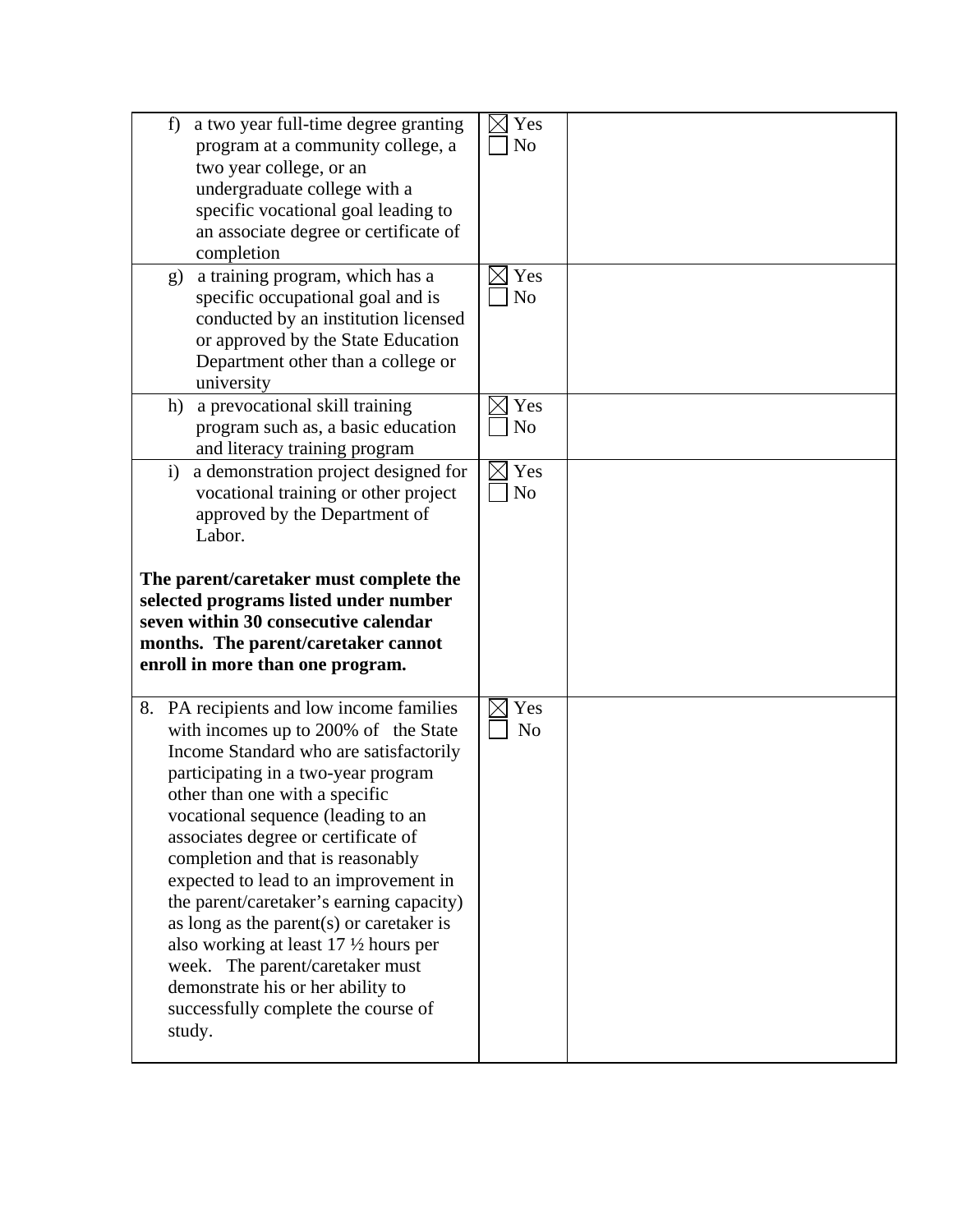| | | |
|---|---|---|
| f) a two year full-time degree granting program at a community college, a two year college, or an undergraduate college with a specific vocational goal leading to an associate degree or certificate of completion | ☒ Yes<br>☐ No | |
| g) a training program, which has a specific occupational goal and is conducted by an institution licensed or approved by the State Education Department other than a college or university | ☒ Yes<br>☐ No | |
| h) a prevocational skill training program such as, a basic education and literacy training program | ☒ Yes<br>☐ No | |
| i) a demonstration project designed for vocational training or other project approved by the Department of Labor.<br><br>**The parent/caretaker must complete the selected programs listed under number seven within 30 consecutive calendar months. The parent/caretaker cannot enroll in more than one program.** | ☒ Yes<br>☐ No | |
| 8. PA recipients and low income families with incomes up to 200% of the State Income Standard who are satisfactorily participating in a two-year program other than one with a specific vocational sequence (leading to an associates degree or certificate of completion and that is reasonably expected to lead to an improvement in the parent/caretaker's earning capacity) as long as the parent(s) or caretaker is also working at least 17 ½ hours per week. The parent/caretaker must demonstrate his or her ability to successfully complete the course of study. | ☒ Yes<br>☐ No | |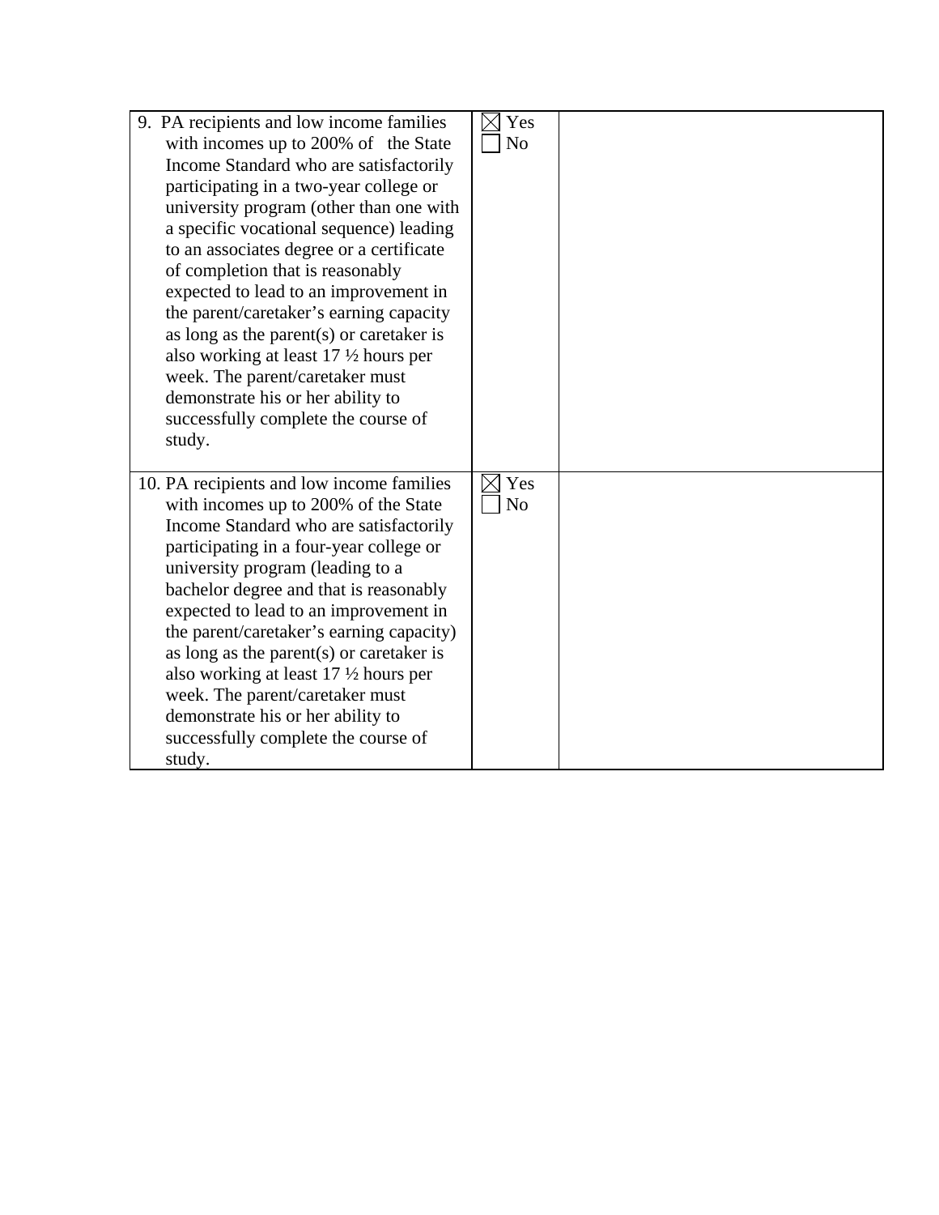| | | |
|---|---|---|
| 9. PA recipients and low income families with incomes up to 200% of the State Income Standard who are satisfactorily participating in a two-year college or university program (other than one with a specific vocational sequence) leading to an associates degree or a certificate of completion that is reasonably expected to lead to an improvement in the parent/caretaker's earning capacity as long as the parent(s) or caretaker is also working at least 17 ½ hours per week. The parent/caretaker must demonstrate his or her ability to successfully complete the course of study. | ☒ Yes<br>☐ No | |
| 10. PA recipients and low income families with incomes up to 200% of the State Income Standard who are satisfactorily participating in a four-year college or university program (leading to a bachelor degree and that is reasonably expected to lead to an improvement in the parent/caretaker's earning capacity) as long as the parent(s) or caretaker is also working at least 17 ½ hours per week. The parent/caretaker must demonstrate his or her ability to successfully complete the course of study. | ☒ Yes<br>☐ No | |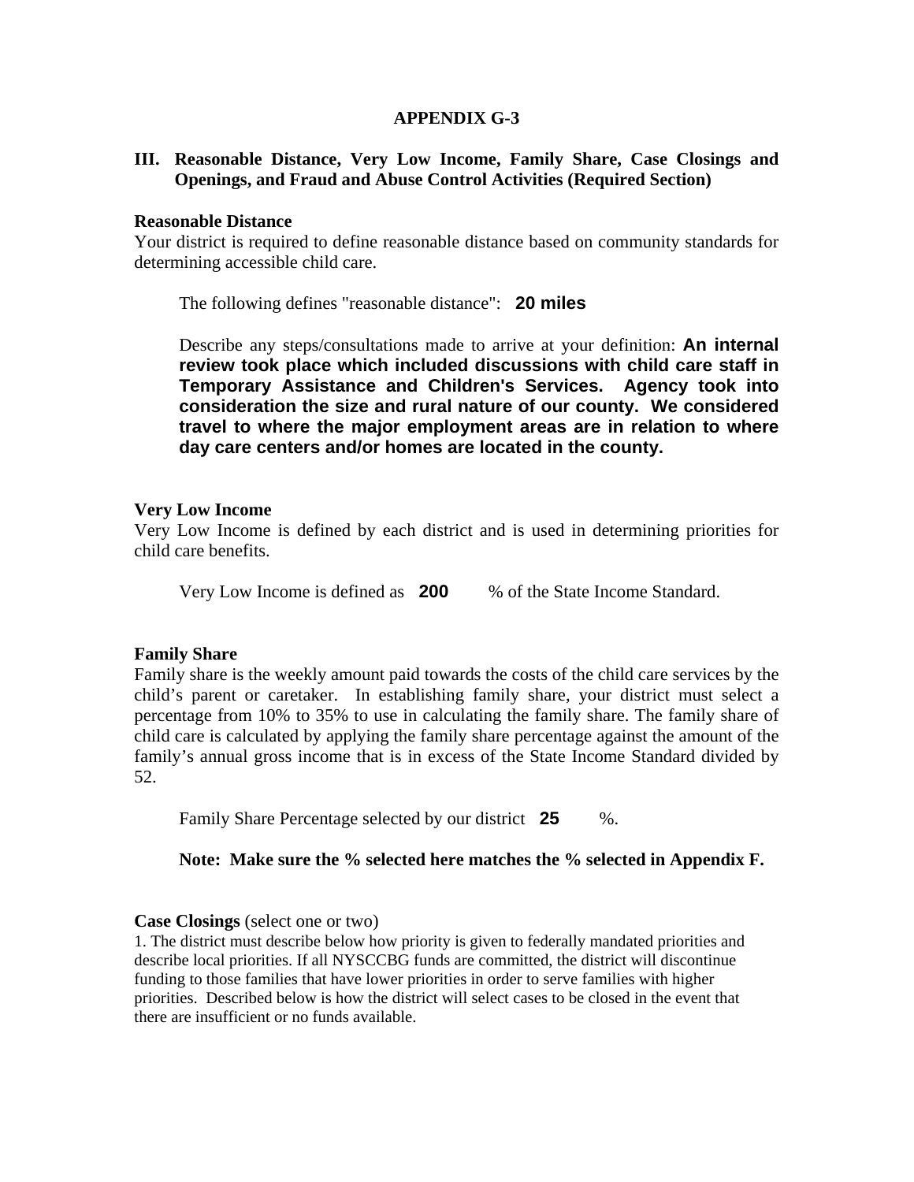# APPENDIX G-3

## III. Reasonable Distance, Very Low Income, Family Share, Case Closings and Openings, and Fraud and Abuse Control Activities (Required Section)

**Reasonable Distance**

Your district is required to define reasonable distance based on community standards for determining accessible child care.

The following defines "reasonable distance": **20 miles**

Describe any steps/consultations made to arrive at your definition: **An internal review took place which included discussions with child care staff in Temporary Assistance and Children's Services. Agency took into consideration the size and rural nature of our county. We considered travel to where the major employment areas are in relation to where day care centers and/or homes are located in the county.**

**Very Low Income**

Very Low Income is defined by each district and is used in determining priorities for child care benefits.

Very Low Income is defined as **200** % of the State Income Standard.

**Family Share**

Family share is the weekly amount paid towards the costs of the child care services by the child's parent or caretaker. In establishing family share, your district must select a percentage from 10% to 35% to use in calculating the family share. The family share of child care is calculated by applying the family share percentage against the amount of the family's annual gross income that is in excess of the State Income Standard divided by 52.

Family Share Percentage selected by our district **25** %.

**Note: Make sure the % selected here matches the % selected in Appendix F.**

**Case Closings** (select one or two)

1. The district must describe below how priority is given to federally mandated priorities and describe local priorities. If all NYSCCBG funds are committed, the district will discontinue funding to those families that have lower priorities in order to serve families with higher priorities. Described below is how the district will select cases to be closed in the event that there are insufficient or no funds available.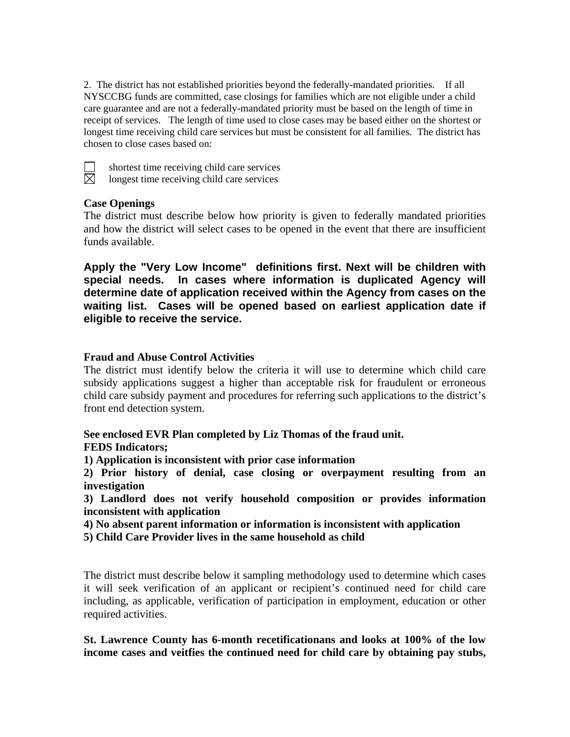2. The district has not established priorities beyond the federally-mandated priorities. If all NYSCCBG funds are committed, case closings for families which are not eligible under a child care guarantee and are not a federally-mandated priority must be based on the length of time in receipt of services. The length of time used to close cases may be based either on the shortest or longest time receiving child care services but must be consistent for all families. The district has chosen to close cases based on:

☐ shortest time receiving child care services
☒ longest time receiving child care services

**Case Openings**

The district must describe below how priority is given to federally mandated priorities and how the district will select cases to be opened in the event that there are insufficient funds available.

**Apply the "Very Low Income" definitions first. Next will be children with special needs. In cases where information is duplicated Agency will determine date of application received within the Agency from cases on the waiting list. Cases will be opened based on earliest application date if eligible to receive the service.**

**Fraud and Abuse Control Activities**

The district must identify below the criteria it will use to determine which child care subsidy applications suggest a higher than acceptable risk for fraudulent or erroneous child care subsidy payment and procedures for referring such applications to the district's front end detection system.

**See enclosed EVR Plan completed by Liz Thomas of the fraud unit.**
**FEDS Indicators;**
**1) Application is inconsistent with prior case information**
**2) Prior history of denial, case closing or overpayment resulting from an investigation**
**3) Landlord does not verify household composition or provides information inconsistent with application**
**4) No absent parent information or information is inconsistent with application**
**5) Child Care Provider lives in the same household as child**

The district must describe below it sampling methodology used to determine which cases it will seek verification of an applicant or recipient's continued need for child care including, as applicable, verification of participation in employment, education or other required activities.

**St. Lawrence County has 6-month recetificationans and looks at 100% of the low income cases and veitfies the continued need for child care by obtaining pay stubs,**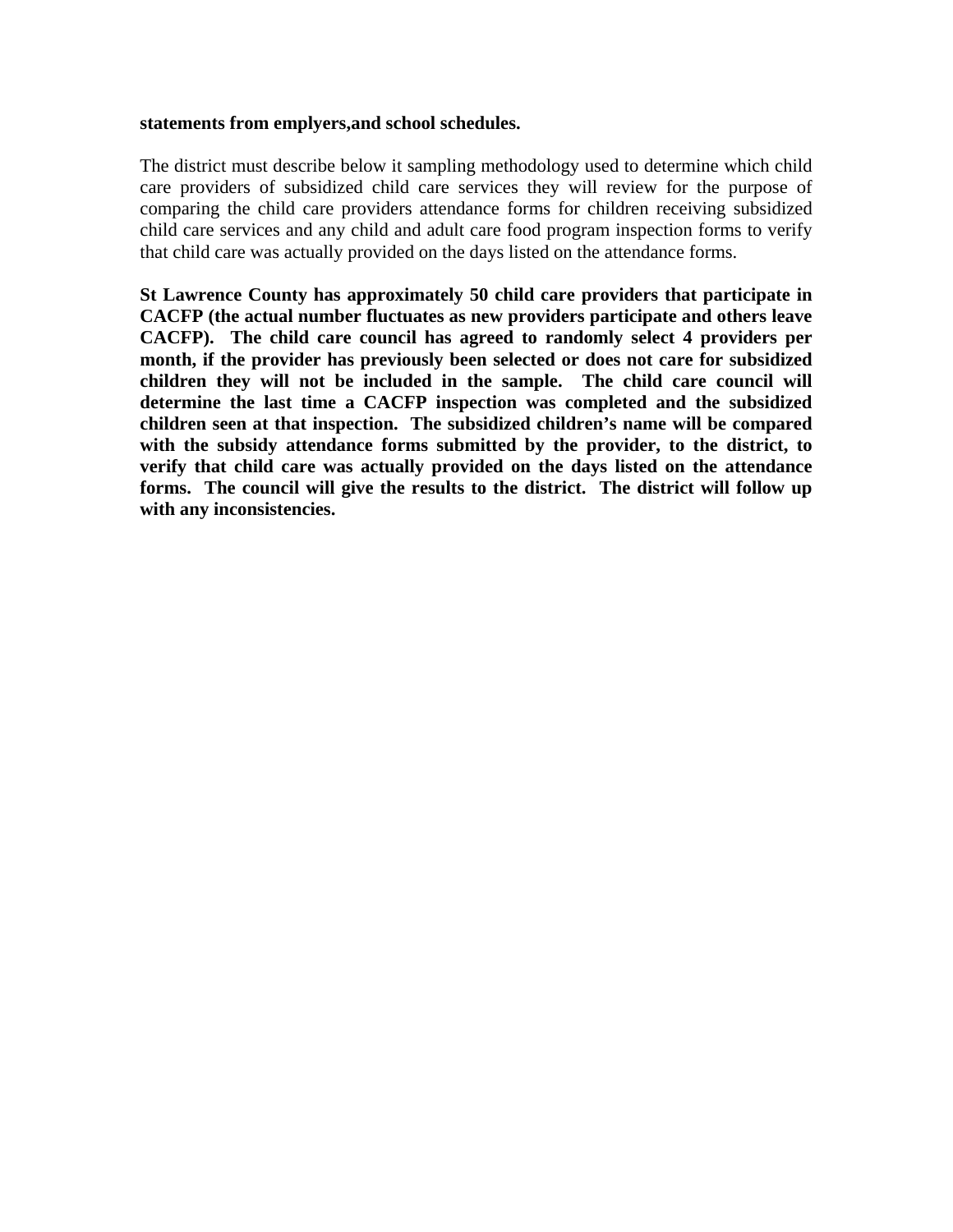**statements from emplyers,and school schedules.**

The district must describe below it sampling methodology used to determine which child care providers of subsidized child care services they will review for the purpose of comparing the child care providers attendance forms for children receiving subsidized child care services and any child and adult care food program inspection forms to verify that child care was actually provided on the days listed on the attendance forms.

**St Lawrence County has approximately 50 child care providers that participate in CACFP (the actual number fluctuates as new providers participate and others leave CACFP). The child care council has agreed to randomly select 4 providers per month, if the provider has previously been selected or does not care for subsidized children they will not be included in the sample. The child care council will determine the last time a CACFP inspection was completed and the subsidized children seen at that inspection. The subsidized children's name will be compared with the subsidy attendance forms submitted by the provider, to the district, to verify that child care was actually provided on the days listed on the attendance forms. The council will give the results to the district. The district will follow up with any inconsistencies.**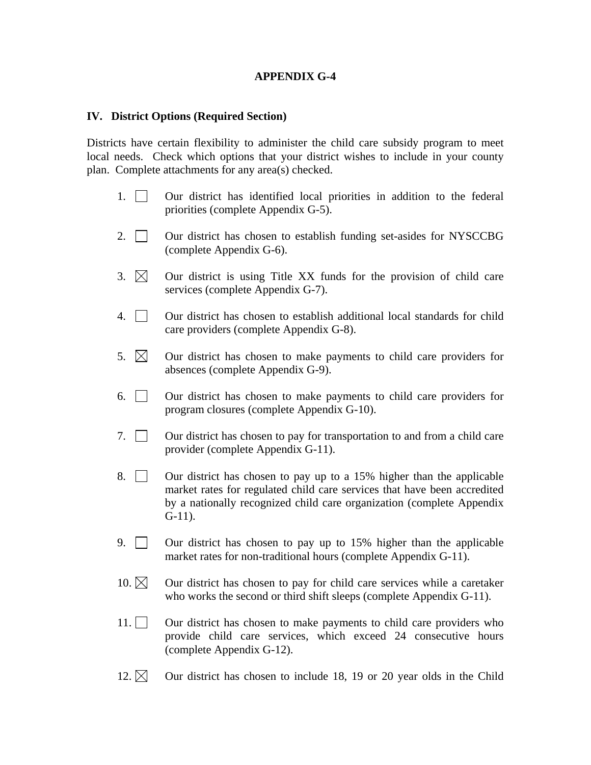**APPENDIX G-4**

**IV. District Options (Required Section)**

Districts have certain flexibility to administer the child care subsidy program to meet local needs. Check which options that your district wishes to include in your county plan. Complete attachments for any area(s) checked.

1. ☐ Our district has identified local priorities in addition to the federal priorities (complete Appendix G-5).

2. ☐ Our district has chosen to establish funding set-asides for NYSCCBG (complete Appendix G-6).

3. ☒ Our district is using Title XX funds for the provision of child care services (complete Appendix G-7).

4. ☐ Our district has chosen to establish additional local standards for child care providers (complete Appendix G-8).

5. ☒ Our district has chosen to make payments to child care providers for absences (complete Appendix G-9).

6. ☐ Our district has chosen to make payments to child care providers for program closures (complete Appendix G-10).

7. ☐ Our district has chosen to pay for transportation to and from a child care provider (complete Appendix G-11).

8. ☐ Our district has chosen to pay up to a 15% higher than the applicable market rates for regulated child care services that have been accredited by a nationally recognized child care organization (complete Appendix G-11).

9. ☐ Our district has chosen to pay up to 15% higher than the applicable market rates for non-traditional hours (complete Appendix G-11).

10. ☒ Our district has chosen to pay for child care services while a caretaker who works the second or third shift sleeps (complete Appendix G-11).

11. ☐ Our district has chosen to make payments to child care providers who provide child care services, which exceed 24 consecutive hours (complete Appendix G-12).

12. ☒ Our district has chosen to include 18, 19 or 20 year olds in the Child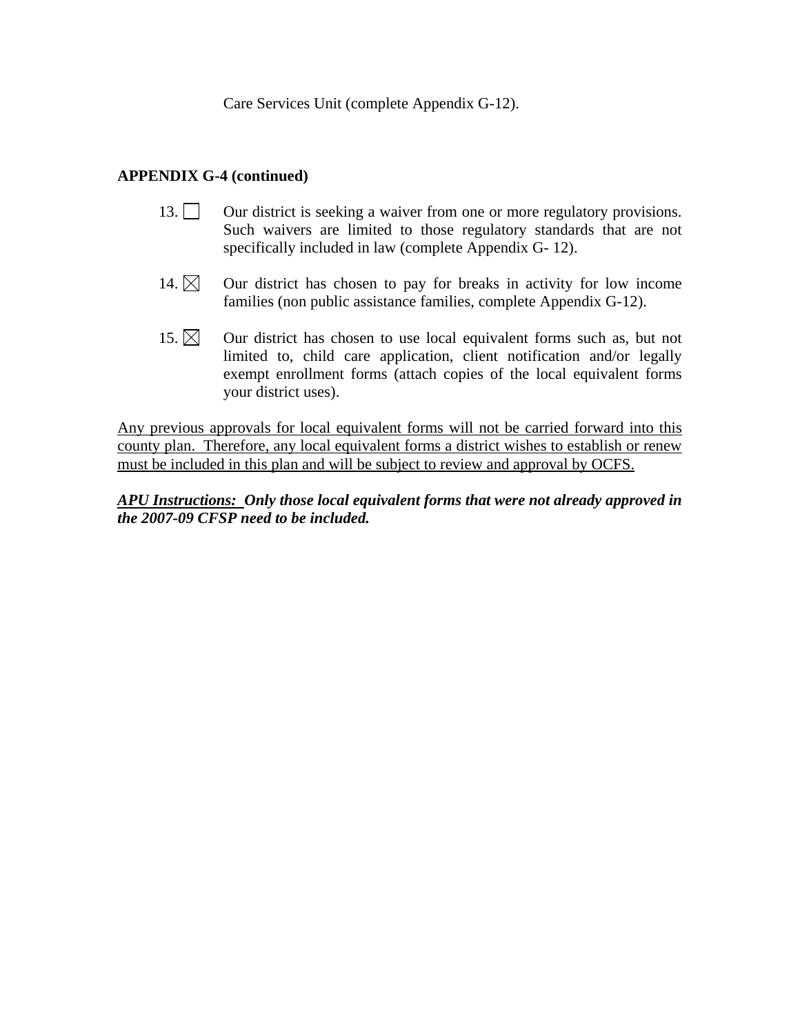Care Services Unit (complete Appendix G-12).

**APPENDIX G-4 (continued)**

13. ☐ Our district is seeking a waiver from one or more regulatory provisions. Such waivers are limited to those regulatory standards that are not specifically included in law (complete Appendix G- 12).

14. ☒ Our district has chosen to pay for breaks in activity for low income families (non public assistance families, complete Appendix G-12).

15. ☒ Our district has chosen to use local equivalent forms such as, but not limited to, child care application, client notification and/or legally exempt enrollment forms (attach copies of the local equivalent forms your district uses).

<u>Any previous approvals for local equivalent forms will not be carried forward into this county plan. Therefore, any local equivalent forms a district wishes to establish or renew must be included in this plan and will be subject to review and approval by OCFS.</u>

***<u>APU Instructions:</u> Only those local equivalent forms that were not already approved in the 2007-09 CFSP need to be included.***